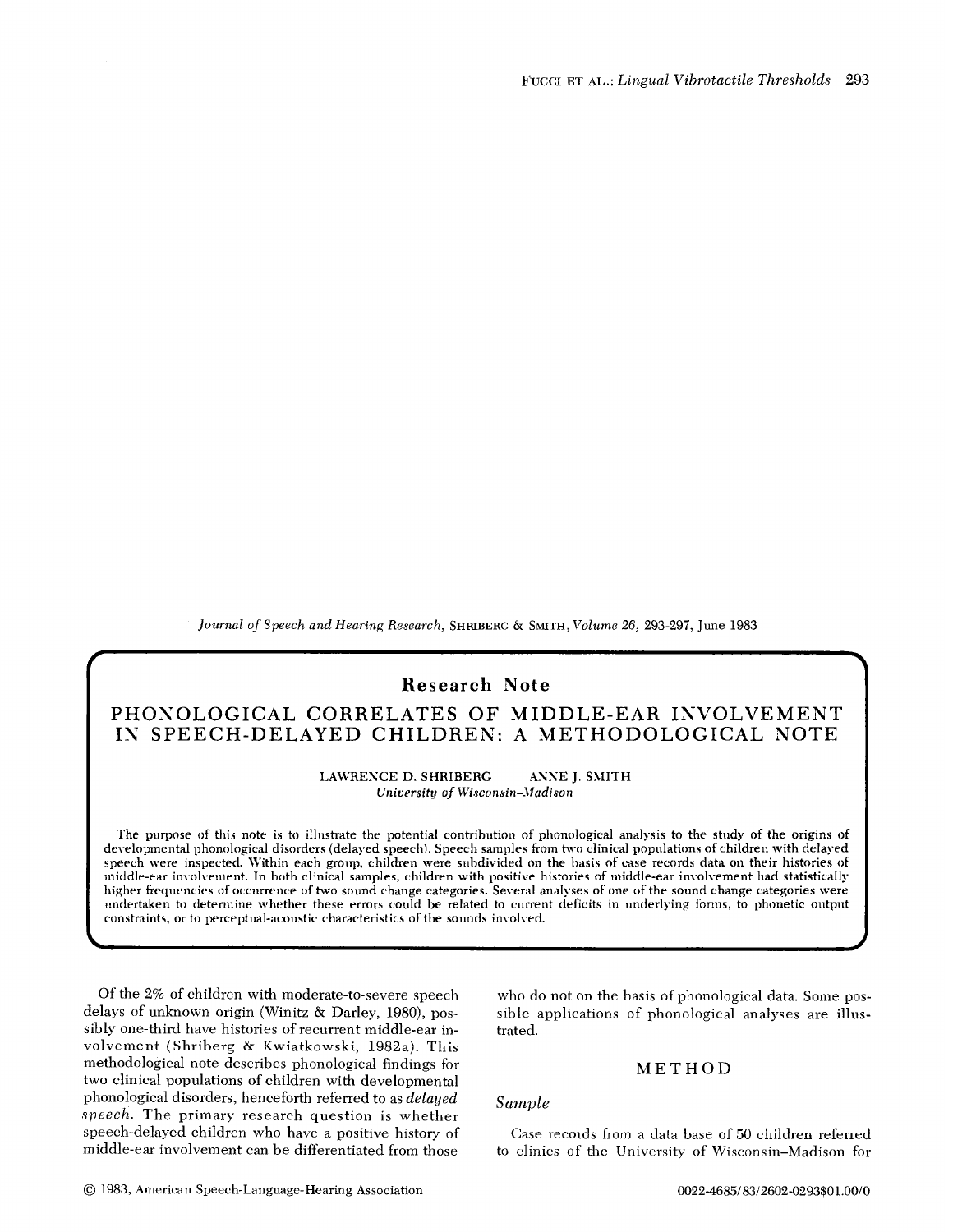## Research Note

# PHONOLOGICAL CORRELATES OF MIDDLE-EAR INVOLVEMENT IN SPEECH-DELAYED CHILDREN: A METHODOLOGICAL NOTE

LAWRENCE D. SHRIBERG  ANNE J. SMITH
*University of Wisconsin–Madison*

The purpose of this note is to illustrate the potential contribution of phonological analysis to the study of the origins of developmental phonological disorders (delayed speech). Speech samples from two clinical populations of children with delayed speech were inspected. Within each group, children were subdivided on the basis of case records data on their histories of middle-ear involvement. In both clinical samples, children with positive histories of middle-ear involvement had statistically higher frequencies of occurrence of two sound change categories. Several analyses of one of the sound change categories were undertaken to determine whether these errors could be related to current deficits in underlying forms, to phonetic output constraints, or to perceptual-acoustic characteristics of the sounds involved.

Of the 2% of children with moderate-to-severe speech delays of unknown origin (Winitz & Darley, 1980), possibly one-third have histories of recurrent middle-ear involvement (Shriberg & Kwiatkowski, 1982a). This methodological note describes phonological findings for two clinical populations of children with developmental phonological disorders, henceforth referred to as *delayed speech*. The primary research question is whether speech-delayed children who have a positive history of middle-ear involvement can be differentiated from those who do not on the basis of phonological data. Some possible applications of phonological analyses are illustrated.

## METHOD

### *Sample*

Case records from a data base of 50 children referred to clinics of the University of Wisconsin–Madison for

© 1983, American Speech-Language-Hearing Association

0022-4685/83/2602-0293$01.00/0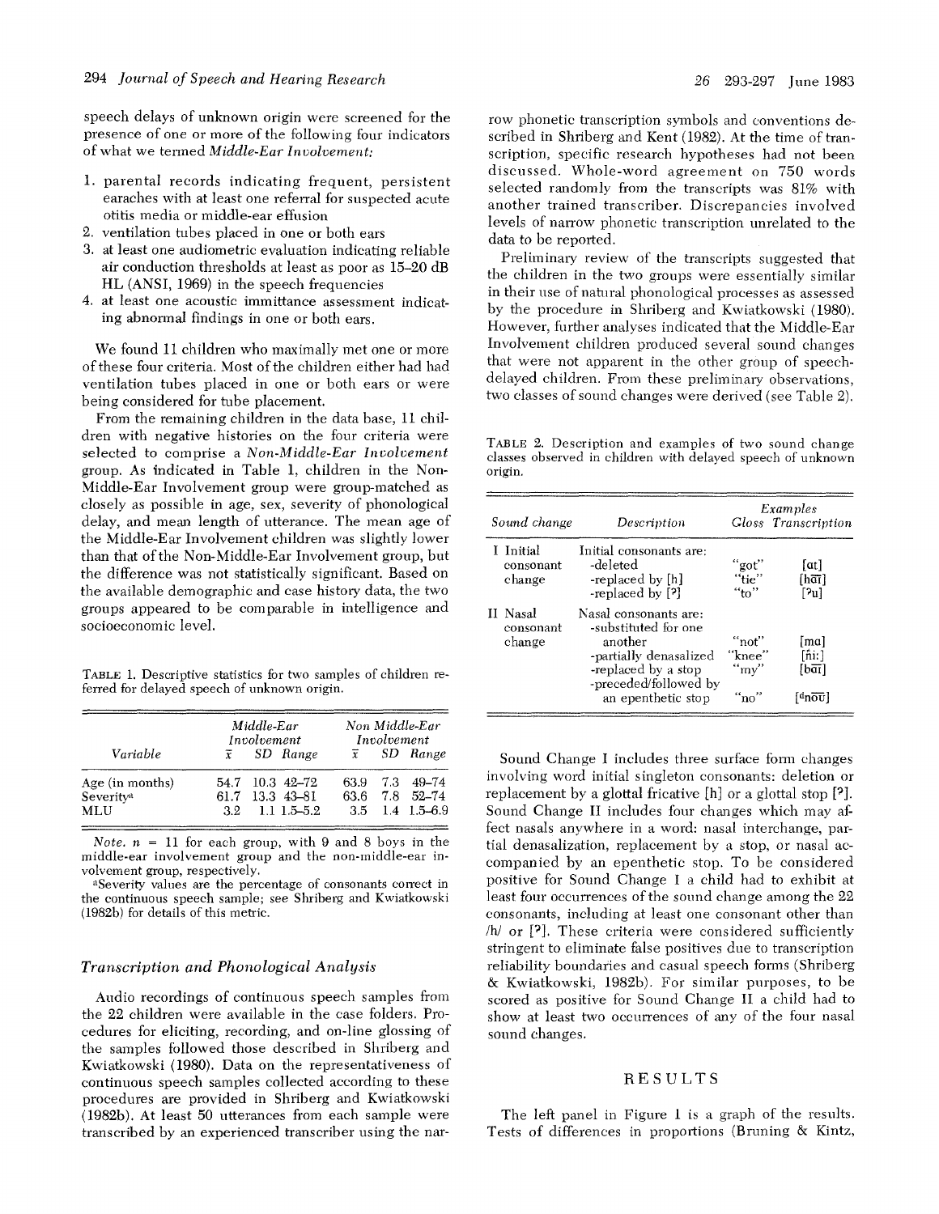speech delays of unknown origin were screened for the presence of one or more of the following four indicators of what we termed *Middle-Ear Involvement:*

1. parental records indicating frequent, persistent earaches with at least one referral for suspected acute otitis media or middle-ear effusion
2. ventilation tubes placed in one or both ears
3. at least one audiometric evaluation indicating reliable air conduction thresholds at least as poor as 15–20 dB HL (ANSI, 1969) in the speech frequencies
4. at least one acoustic immittance assessment indicating abnormal findings in one or both ears.

We found 11 children who maximally met one or more of these four criteria. Most of the children either had had ventilation tubes placed in one or both ears or were being considered for tube placement.

From the remaining children in the data base, 11 children with negative histories on the four criteria were selected to comprise a *Non-Middle-Ear Involvement* group. As indicated in Table 1, children in the Non-Middle-Ear Involvement group were group-matched as closely as possible in age, sex, severity of phonological delay, and mean length of utterance. The mean age of the Middle-Ear Involvement children was slightly lower than that of the Non-Middle-Ear Involvement group, but the difference was not statistically significant. Based on the available demographic and case history data, the two groups appeared to be comparable in intelligence and socioeconomic level.

TABLE 1. Descriptive statistics for two samples of children referred for delayed speech of unknown origin.

| Variable | Middle-Ear Involvement | | | Non Middle-Ear Involvement | | |
|---|---|---|---|---|---|---|
| | $\bar{x}$ | SD | Range | $\bar{x}$ | SD | Range |
| Age (in months) | 54.7 | 10.3 | 42–72 | 63.9 | 7.3 | 49–74 |
| Severity[a] | 61.7 | 13.3 | 43–81 | 63.6 | 7.8 | 52–74 |
| MLU | 3.2 | 1.1 | 1.5–5.2 | 3.5 | 1.4 | 1.5–6.9 |

*Note.* $n$ = 11 for each group, with 9 and 8 boys in the middle-ear involvement group and the non-middle-ear involvement group, respectively.

[a]Severity values are the percentage of consonants correct in the continuous speech sample; see Shriberg and Kwiatkowski (1982b) for details of this metric.

### *Transcription and Phonological Analysis*

Audio recordings of continuous speech samples from the 22 children were available in the case folders. Procedures for eliciting, recording, and on-line glossing of the samples followed those described in Shriberg and Kwiatkowski (1980). Data on the representativeness of continuous speech samples collected according to these procedures are provided in Shriberg and Kwiatkowski (1982b). At least 50 utterances from each sample were transcribed by an experienced transcriber using the narrow phonetic transcription symbols and conventions described in Shriberg and Kent (1982). At the time of transcription, specific research hypotheses had not been discussed. Whole-word agreement on 750 words selected randomly from the transcripts was 81% with another trained transcriber. Discrepancies involved levels of narrow phonetic transcription unrelated to the data to be reported.

Preliminary review of the transcripts suggested that the children in the two groups were essentially similar in their use of natural phonological processes as assessed by the procedure in Shriberg and Kwiatkowski (1980). However, further analyses indicated that the Middle-Ear Involvement children produced several sound changes that were not apparent in the other group of speech-delayed children. From these preliminary observations, two classes of sound changes were derived (see Table 2).

TABLE 2. Description and examples of two sound change classes observed in children with delayed speech of unknown origin.

| Sound change | Description | Examples: Gloss | Examples: Transcription |
|---|---|---|---|
| I Initial consonant change | Initial consonants are: | | |
| | -deleted | "got" | [ɑt] |
| | -replaced by [h] | "tie" | [haɪ] |
| | -replaced by [ʔ] | "to" | [ʔu] |
| II Nasal consonant change | Nasal consonants are: | | |
| | -substituted for one another | "not" | [mɑ] |
| | -partially denasalized | "knee" | [n̆i:] |
| | -replaced by a stop | "my" | [baɪ] |
| | -preceded/followed by an epenthetic stop | "no" | [ᵈnoʊ] |

Sound Change I includes three surface form changes involving word initial singleton consonants: deletion or replacement by a glottal fricative [h] or a glottal stop [ʔ]. Sound Change II includes four changes which may affect nasals anywhere in a word: nasal interchange, partial denasalization, replacement by a stop, or nasal accompanied by an epenthetic stop. To be considered positive for Sound Change I a child had to exhibit at least four occurrences of the sound change among the 22 consonants, including at least one consonant other than /h/ or [ʔ]. These criteria were considered sufficiently stringent to eliminate false positives due to transcription reliability boundaries and casual speech forms (Shriberg & Kwiatkowski, 1982b). For similar purposes, to be scored as positive for Sound Change II a child had to show at least two occurrences of any of the four nasal sound changes.

## RESULTS

The left panel in Figure 1 is a graph of the results. Tests of differences in proportions (Bruning & Kintz,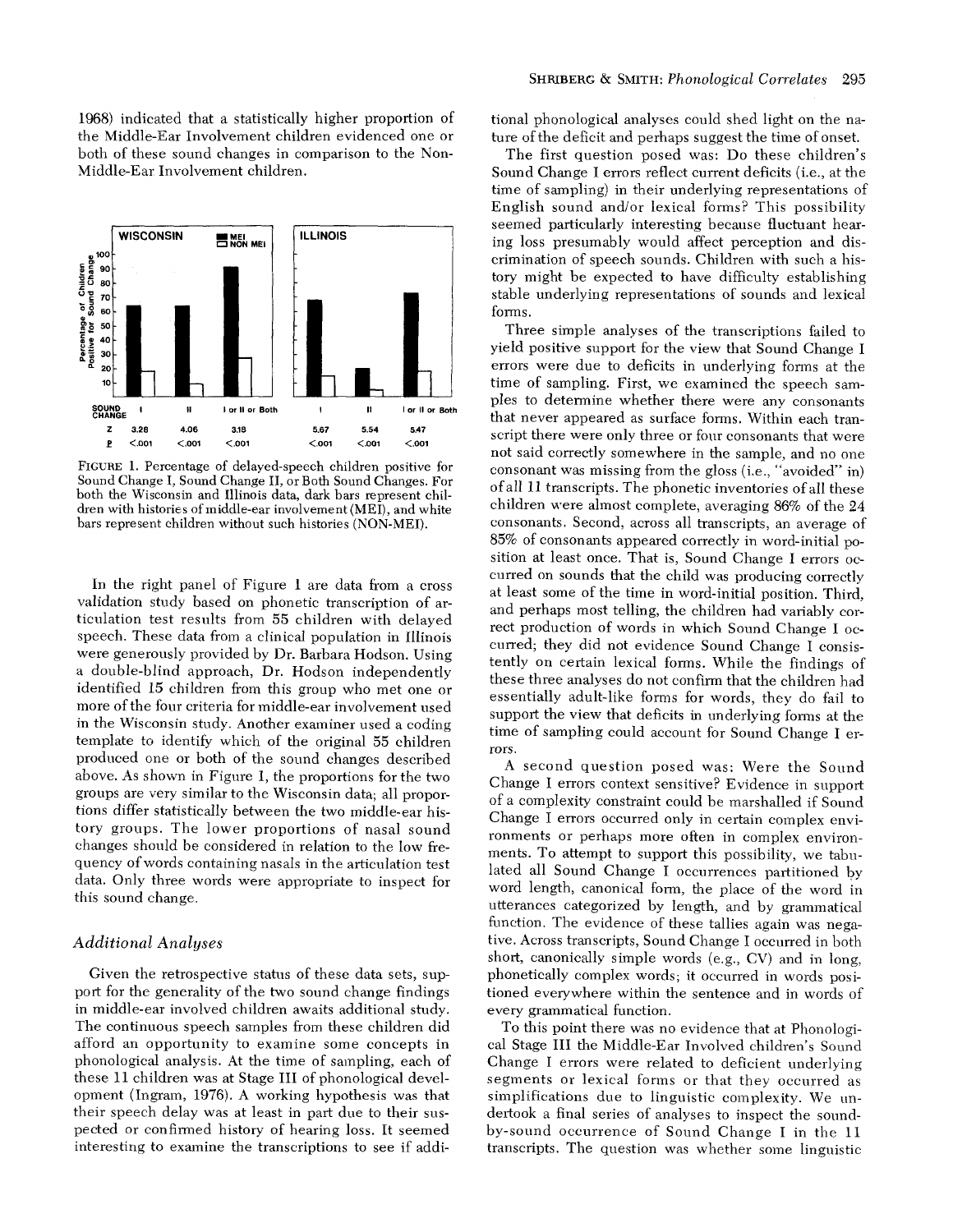1968) indicated that a statistically higher proportion of the Middle-Ear Involvement children evidenced one or both of these sound changes in comparison to the Non-Middle-Ear Involvement children.

FIGURE 1. Percentage of delayed-speech children positive for Sound Change I, Sound Change II, or Both Sound Changes. For both the Wisconsin and Illinois data, dark bars represent children with histories of middle-ear involvement (MEI), and white bars represent children without such histories (NON-MEI).

In the right panel of Figure 1 are data from a cross validation study based on phonetic transcription of articulation test results from 55 children with delayed speech. These data from a clinical population in Illinois were generously provided by Dr. Barbara Hodson. Using a double-blind approach, Dr. Hodson independently identified 15 children from this group who met one or more of the four criteria for middle-ear involvement used in the Wisconsin study. Another examiner used a coding template to identify which of the original 55 children produced one or both of the sound changes described above. As shown in Figure 1, the proportions for the two groups are very similar to the Wisconsin data; all proportions differ statistically between the two middle-ear history groups. The lower proportions of nasal sound changes should be considered in relation to the low frequency of words containing nasals in the articulation test data. Only three words were appropriate to inspect for this sound change.

### *Additional Analyses*

Given the retrospective status of these data sets, support for the generality of the two sound change findings in middle-ear involved children awaits additional study. The continuous speech samples from these children did afford an opportunity to examine some concepts in phonological analysis. At the time of sampling, each of these 11 children was at Stage III of phonological development (Ingram, 1976). A working hypothesis was that their speech delay was at least in part due to their suspected or confirmed history of hearing loss. It seemed interesting to examine the transcriptions to see if additional phonological analyses could shed light on the nature of the deficit and perhaps suggest the time of onset.

The first question posed was: Do these children's Sound Change I errors reflect current deficits (i.e., at the time of sampling) in their underlying representations of English sound and/or lexical forms? This possibility seemed particularly interesting because fluctuant hearing loss presumably would affect perception and discrimination of speech sounds. Children with such a history might be expected to have difficulty establishing stable underlying representations of sounds and lexical forms.

Three simple analyses of the transcriptions failed to yield positive support for the view that Sound Change I errors were due to deficits in underlying forms at the time of sampling. First, we examined the speech samples to determine whether there were any consonants that never appeared as surface forms. Within each transcript there were only three or four consonants that were not said correctly somewhere in the sample, and no one consonant was missing from the gloss (i.e., "avoided" in) of all 11 transcripts. The phonetic inventories of all these children were almost complete, averaging 86% of the 24 consonants. Second, across all transcripts, an average of 85% of consonants appeared correctly in word-initial position at least once. That is, Sound Change I errors occurred on sounds that the child was producing correctly at least some of the time in word-initial position. Third, and perhaps most telling, the children had variably correct production of words in which Sound Change I occurred; they did not evidence Sound Change I consistently on certain lexical forms. While the findings of these three analyses do not confirm that the children had essentially adult-like forms for words, they do fail to support the view that deficits in underlying forms at the time of sampling could account for Sound Change I errors.

A second question posed was: Were the Sound Change I errors context sensitive? Evidence in support of a complexity constraint could be marshalled if Sound Change I errors occurred only in certain complex environments or perhaps more often in complex environments. To attempt to support this possibility, we tabulated all Sound Change I occurrences partitioned by word length, canonical form, the place of the word in utterances categorized by length, and by grammatical function. The evidence of these tallies again was negative. Across transcripts, Sound Change I occurred in both short, canonically simple words (e.g., CV) and in long, phonetically complex words; it occurred in words positioned everywhere within the sentence and in words of every grammatical function.

To this point there was no evidence that at Phonological Stage III the Middle-Ear Involved children's Sound Change I errors were related to deficient underlying segments or lexical forms or that they occurred as simplifications due to linguistic complexity. We undertook a final series of analyses to inspect the sound-by-sound occurrence of Sound Change I in the 11 transcripts. The question was whether some linguistic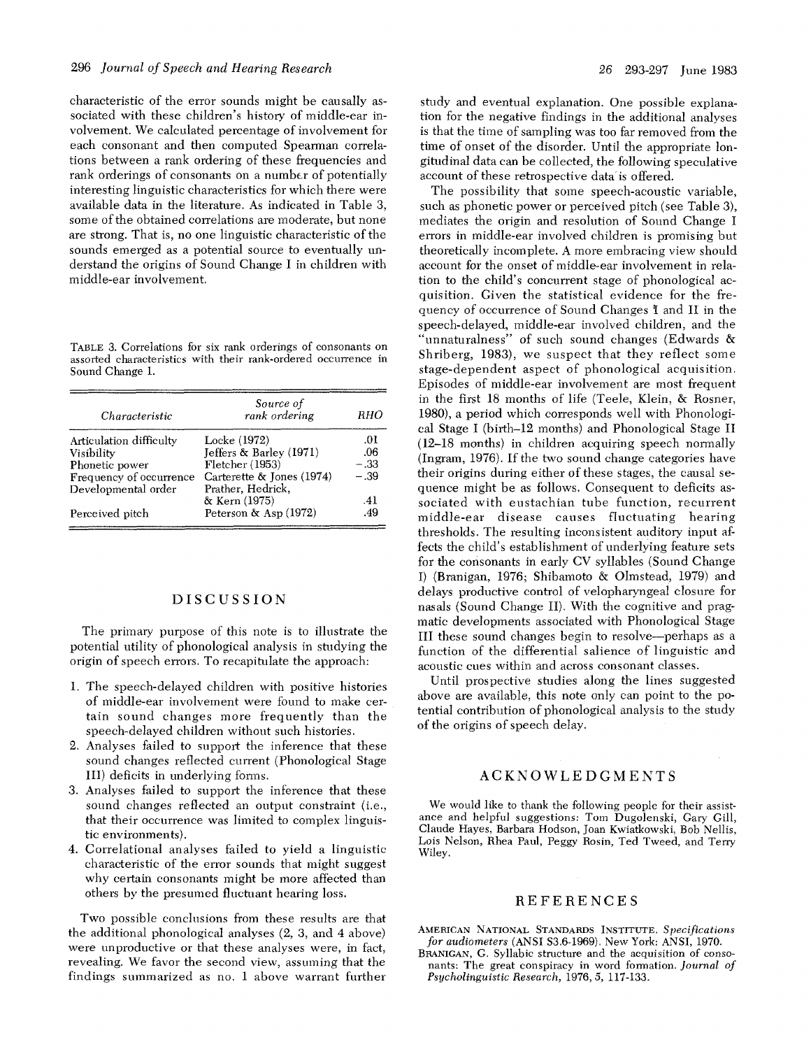characteristic of the error sounds might be causally associated with these children's history of middle-ear involvement. We calculated percentage of involvement for each consonant and then computed Spearman correlations between a rank ordering of these frequencies and rank orderings of consonants on a number of potentially interesting linguistic characteristics for which there were available data in the literature. As indicated in Table 3, some of the obtained correlations are moderate, but none are strong. That is, no one linguistic characteristic of the sounds emerged as a potential source to eventually understand the origins of Sound Change I in children with middle-ear involvement.

TABLE 3. Correlations for six rank orderings of consonants on assorted characteristics with their rank-ordered occurrence in Sound Change 1.

| *Characteristic* | *Source of rank ordering* | *RHO* |
|---|---|---|
| Articulation difficulty | Locke (1972) | .01 |
| Visibility | Jeffers & Barley (1971) | .06 |
| Phonetic power | Fletcher (1953) | −.33 |
| Frequency of occurrence | Carterette & Jones (1974) | −.39 |
| Developmental order | Prather, Hedrick, & Kern (1975) | .41 |
| Perceived pitch | Peterson & Asp (1972) | .49 |

## DISCUSSION

The primary purpose of this note is to illustrate the potential utility of phonological analysis in studying the origin of speech errors. To recapitulate the approach:

1. The speech-delayed children with positive histories of middle-ear involvement were found to make certain sound changes more frequently than the speech-delayed children without such histories.
2. Analyses failed to support the inference that these sound changes reflected current (Phonological Stage III) deficits in underlying forms.
3. Analyses failed to support the inference that these sound changes reflected an output constraint (i.e., that their occurrence was limited to complex linguistic environments).
4. Correlational analyses failed to yield a linguistic characteristic of the error sounds that might suggest why certain consonants might be more affected than others by the presumed fluctuant hearing loss.

Two possible conclusions from these results are that the additional phonological analyses (2, 3, and 4 above) were unproductive or that these analyses were, in fact, revealing. We favor the second view, assuming that the findings summarized as no. 1 above warrant further study and eventual explanation. One possible explanation for the negative findings in the additional analyses is that the time of sampling was too far removed from the time of onset of the disorder. Until the appropriate longitudinal data can be collected, the following speculative account of these retrospective data is offered.

The possibility that some speech-acoustic variable, such as phonetic power or perceived pitch (see Table 3), mediates the origin and resolution of Sound Change I errors in middle-ear involved children is promising but theoretically incomplete. A more embracing view should account for the onset of middle-ear involvement in relation to the child's concurrent stage of phonological acquisition. Given the statistical evidence for the frequency of occurrence of Sound Changes I and II in the speech-delayed, middle-ear involved children, and the "unnaturalness" of such sound changes (Edwards & Shriberg, 1983), we suspect that they reflect some stage-dependent aspect of phonological acquisition. Episodes of middle-ear involvement are most frequent in the first 18 months of life (Teele, Klein, & Rosner, 1980), a period which corresponds well with Phonological Stage I (birth–12 months) and Phonological Stage II (12–18 months) in children acquiring speech normally (Ingram, 1976). If the two sound change categories have their origins during either of these stages, the causal sequence might be as follows. Consequent to deficits associated with eustachian tube function, recurrent middle-ear disease causes fluctuating hearing thresholds. The resulting inconsistent auditory input affects the child's establishment of underlying feature sets for the consonants in early CV syllables (Sound Change I) (Branigan, 1976; Shibamoto & Olmstead, 1979) and delays productive control of velopharyngeal closure for nasals (Sound Change II). With the cognitive and pragmatic developments associated with Phonological Stage III these sound changes begin to resolve—perhaps as a function of the differential salience of linguistic and acoustic cues within and across consonant classes.

Until prospective studies along the lines suggested above are available, this note only can point to the potential contribution of phonological analysis to the study of the origins of speech delay.

## ACKNOWLEDGMENTS

We would like to thank the following people for their assistance and helpful suggestions: Tom Dugolenski, Gary Gill, Claude Hayes, Barbara Hodson, Joan Kwiatkowski, Bob Nellis, Lois Nelson, Rhea Paul, Peggy Rosin, Ted Tweed, and Terry Wiley.

## REFERENCES

AMERICAN NATIONAL STANDARDS INSTITUTE. *Specifications for audiometers* (ANSI S3.6-1969). New York: ANSI, 1970.

BRANIGAN, G. Syllabic structure and the acquisition of consonants: The great conspiracy in word formation. *Journal of Psycholinguistic Research*, 1976, 5, 117-133.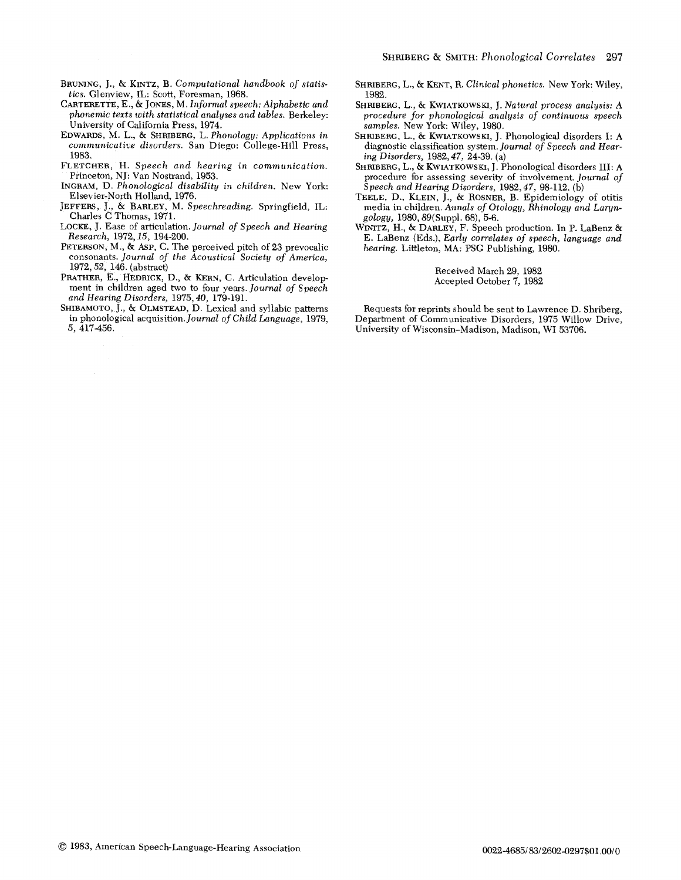BRUNING, J., & KINTZ, B. *Computational handbook of statistics.* Glenview, IL: Scott, Foresman, 1968.

CARTERETTE, E., & JONES, M. *Informal speech: Alphabetic and phonemic texts with statistical analyses and tables.* Berkeley: University of California Press, 1974.

EDWARDS, M. L., & SHRIBERG, L. *Phonology: Applications in communicative disorders.* San Diego: College-Hill Press, 1983.

FLETCHER, H. *Speech and hearing in communication.* Princeton, NJ: Van Nostrand, 1953.

INGRAM, D. *Phonological disability in children.* New York: Elsevier-North Holland, 1976.

JEFFERS, J., & BARLEY, M. *Speechreading.* Springfield, IL: Charles C Thomas, 1971.

LOCKE, J. Ease of articulation. *Journal of Speech and Hearing Research,* 1972, *15,* 194-200.

PETERSON, M., & ASP, C. The perceived pitch of 23 prevocalic consonants. *Journal of the Acoustical Society of America,* 1972, 52, 146. (abstract)

PRATHER, E., HEDRICK, D., & KERN, C. Articulation development in children aged two to four years. *Journal of Speech and Hearing Disorders,* 1975, *40,* 179-191.

SHIBAMOTO, J., & OLMSTEAD, D. Lexical and syllabic patterns in phonological acquisition. *Journal of Child Language,* 1979, 5, 417-456.

SHRIBERG, L., & KENT, R. *Clinical phonetics.* New York: Wiley, 1982.

SHRIBERG, L., & KWIATKOWSKI, J. *Natural process analysis: A procedure for phonological analysis of continuous speech samples.* New York: Wiley, 1980.

SHRIBERG, L., & KWIATKOWSKI, J. Phonological disorders I: A diagnostic classification system. *Journal of Speech and Hearing Disorders,* 1982, *47,* 24-39. (a)

SHRIBERG, L., & KWIATKOWSKI, J. Phonological disorders III: A procedure for assessing severity of involvement. *Journal of Speech and Hearing Disorders,* 1982, *47,* 98-112. (b)

TEELE, D., KLEIN, J., & ROSNER, B. Epidemiology of otitis media in children. *Annals of Otology, Rhinology and Laryngology,* 1980, *89*(Suppl. 68), 5-6.

WINITZ, H., & DARLEY, F. Speech production. In P. LaBenz & E. LaBenz (Eds.), *Early correlates of speech, language and hearing.* Littleton, MA: PSG Publishing, 1980.

Received March 29, 1982
Accepted October 7, 1982

Requests for reprints should be sent to Lawrence D. Shriberg, Department of Communicative Disorders, 1975 Willow Drive, University of Wisconsin–Madison, Madison, WI 53706.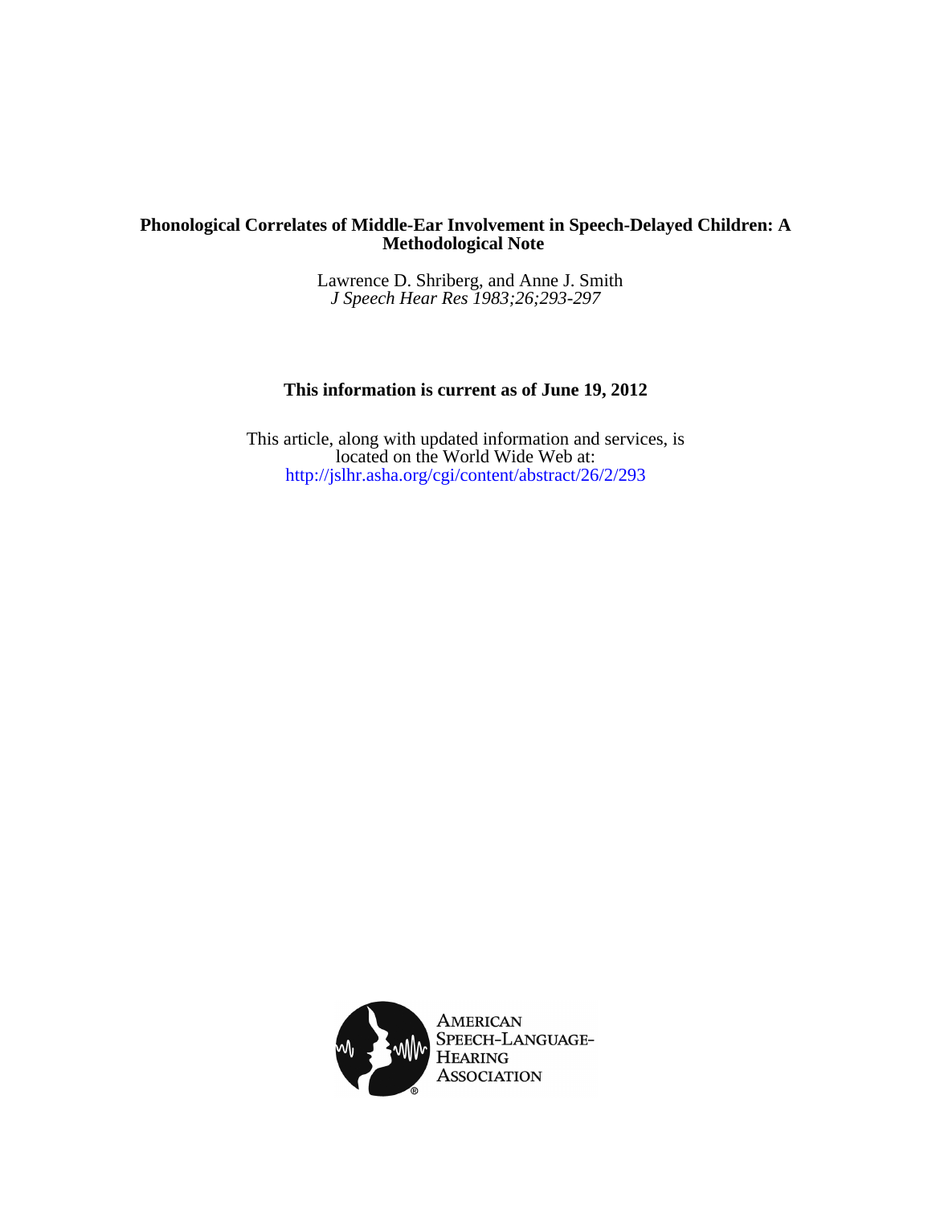**Phonological Correlates of Middle-Ear Involvement in Speech-Delayed Children: A Methodological Note**

Lawrence D. Shriberg, and Anne J. Smith

*J Speech Hear Res 1983;26;293-297*

**This information is current as of June 19, 2012**

This article, along with updated information and services, is located on the World Wide Web at:
http://jslhr.asha.org/cgi/content/abstract/26/2/293

AMERICAN SPEECH-LANGUAGE-HEARING ASSOCIATION